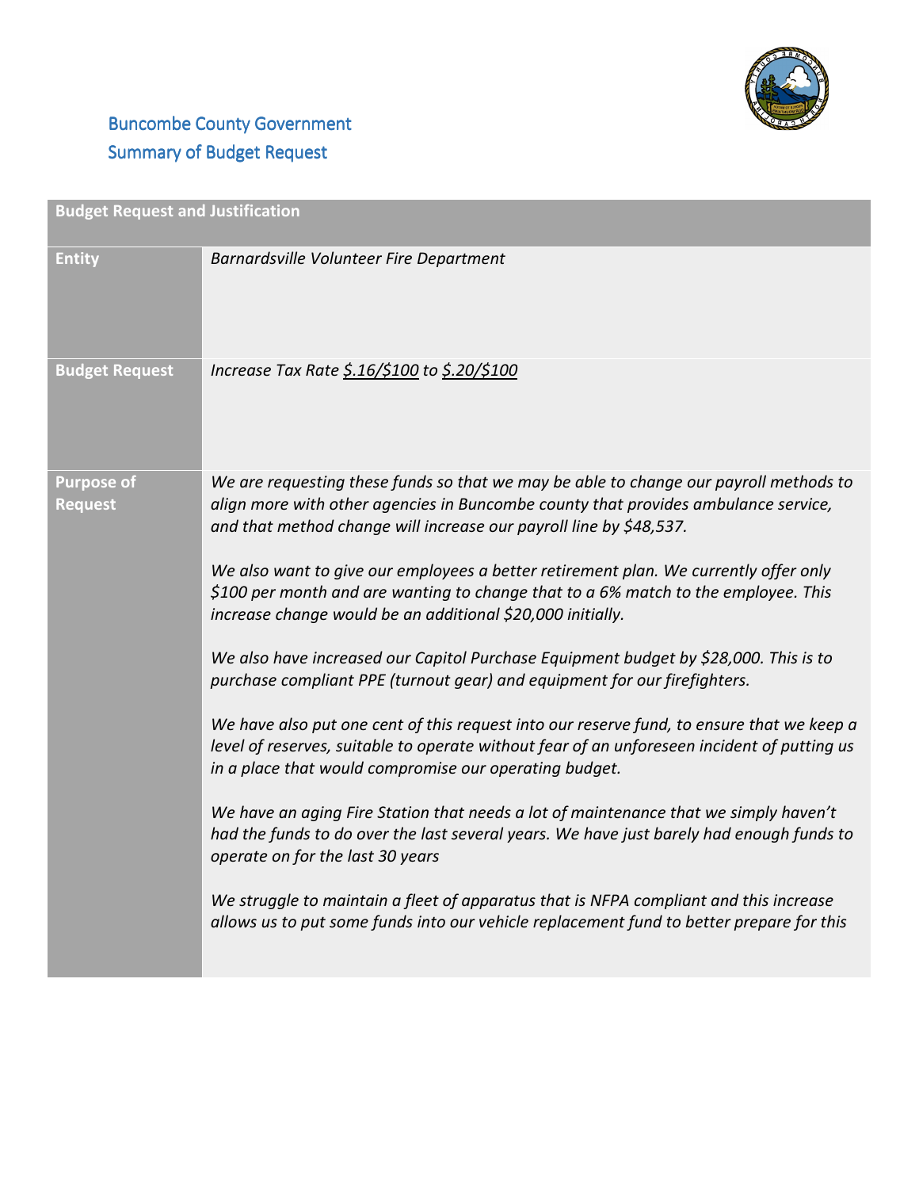# Buncombe County Government

## Summary of Budget Request

| Budget Request and Justification | |
|---|---|
| **Entity** | *Barnardsville Volunteer Fire Department* |
| **Budget Request** | *Increase Tax Rate $.16/$100 to $.20/$100* |
| **Purpose of Request** | *We are requesting these funds so that we may be able to change our payroll methods to align more with other agencies in Buncombe county that provides ambulance service, and that method change will increase our payroll line by $48,537.*<br><br>*We also want to give our employees a better retirement plan. We currently offer only $100 per month and are wanting to change that to a 6% match to the employee. This increase change would be an additional $20,000 initially.*<br><br>*We also have increased our Capitol Purchase Equipment budget by $28,000. This is to purchase compliant PPE (turnout gear) and equipment for our firefighters.*<br><br>*We have also put one cent of this request into our reserve fund, to ensure that we keep a level of reserves, suitable to operate without fear of an unforeseen incident of putting us in a place that would compromise our operating budget.*<br><br>*We have an aging Fire Station that needs a lot of maintenance that we simply haven't had the funds to do over the last several years. We have just barely had enough funds to operate on for the last 30 years*<br><br>*We struggle to maintain a fleet of apparatus that is NFPA compliant and this increase allows us to put some funds into our vehicle replacement fund to better prepare for this* |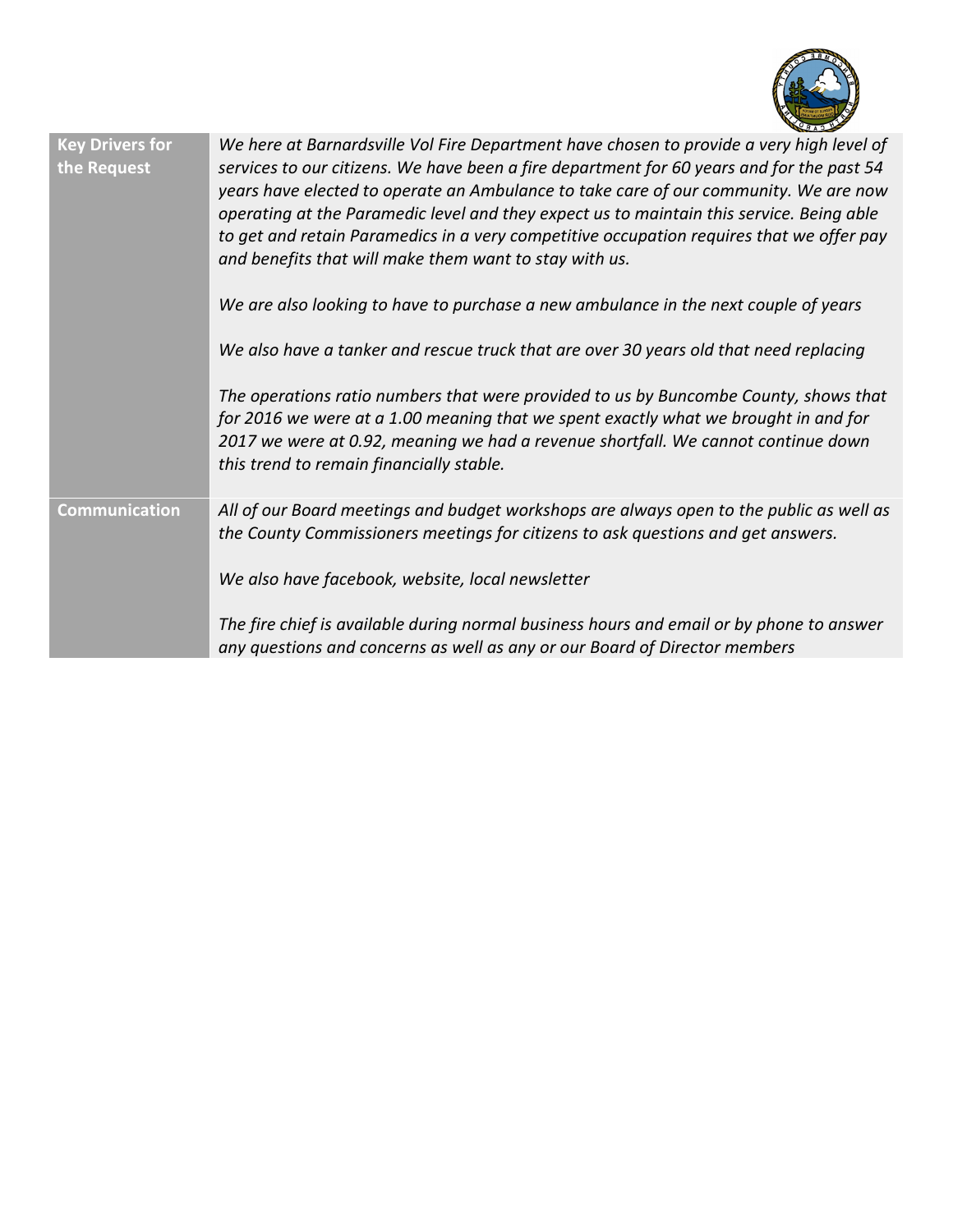| | |
|---|---|
| **Key Drivers for the Request** | *We here at Barnardsville Vol Fire Department have chosen to provide a very high level of services to our citizens. We have been a fire department for 60 years and for the past 54 years have elected to operate an Ambulance to take care of our community. We are now operating at the Paramedic level and they expect us to maintain this service. Being able to get and retain Paramedics in a very competitive occupation requires that we offer pay and benefits that will make them want to stay with us.*<br><br>*We are also looking to have to purchase a new ambulance in the next couple of years*<br><br>*We also have a tanker and rescue truck that are over 30 years old that need replacing*<br><br>*The operations ratio numbers that were provided to us by Buncombe County, shows that for 2016 we were at a 1.00 meaning that we spent exactly what we brought in and for 2017 we were at 0.92, meaning we had a revenue shortfall. We cannot continue down this trend to remain financially stable.* |
| **Communication** | *All of our Board meetings and budget workshops are always open to the public as well as the County Commissioners meetings for citizens to ask questions and get answers.*<br><br>*We also have facebook, website, local newsletter*<br><br>*The fire chief is available during normal business hours and email or by phone to answer any questions and concerns as well as any or our Board of Director members* |